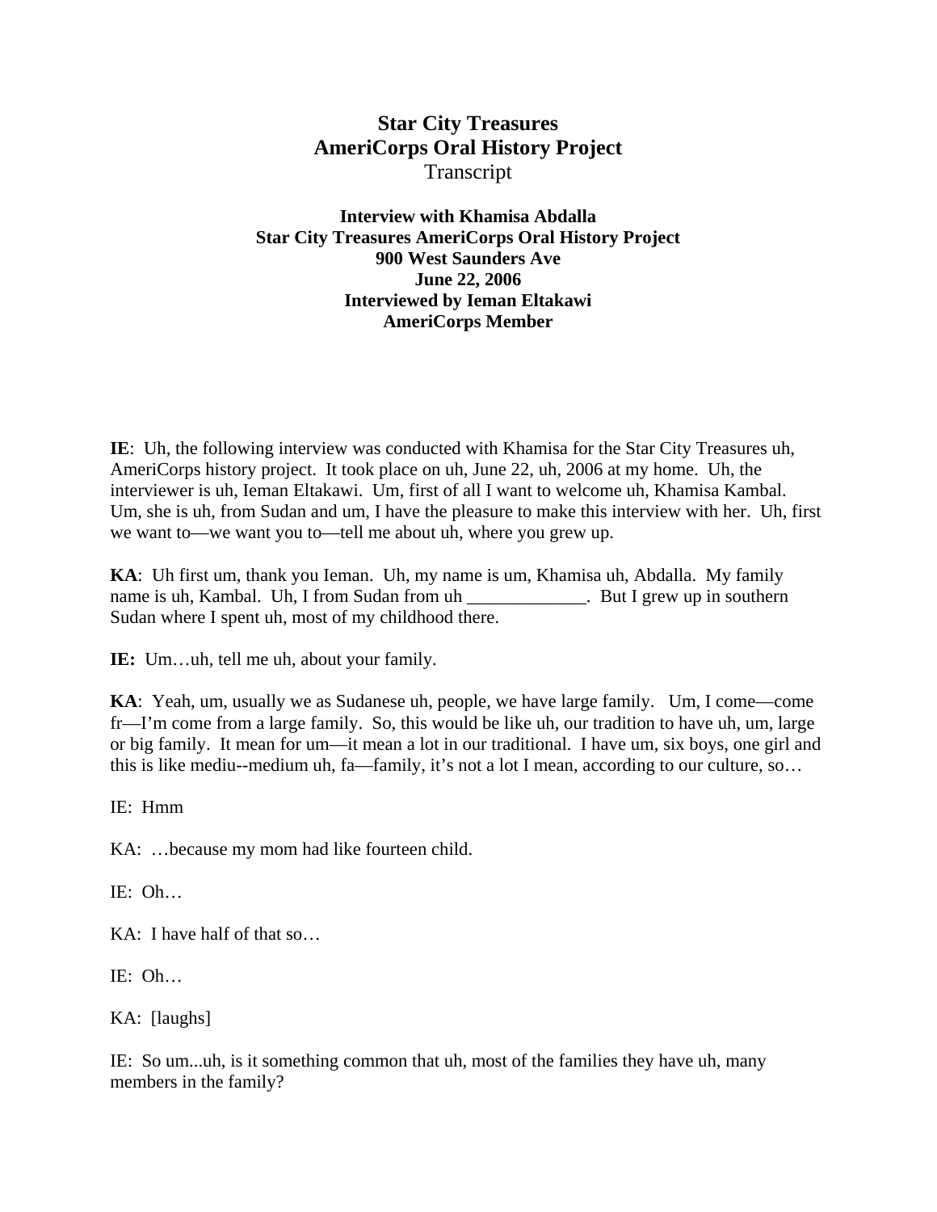# Star City Treasures
# AmeriCorps Oral History Project
Transcript

**Interview with Khamisa Abdalla**
**Star City Treasures AmeriCorps Oral History Project**
**900 West Saunders Ave**
**June 22, 2006**
**Interviewed by Ieman Eltakawi**
**AmeriCorps Member**

**IE**: Uh, the following interview was conducted with Khamisa for the Star City Treasures uh, AmeriCorps history project. It took place on uh, June 22, uh, 2006 at my home. Uh, the interviewer is uh, Ieman Eltakawi. Um, first of all I want to welcome uh, Khamisa Kambal. Um, she is uh, from Sudan and um, I have the pleasure to make this interview with her. Uh, first we want to—we want you to—tell me about uh, where you grew up.

**KA**: Uh first um, thank you Ieman. Uh, my name is um, Khamisa uh, Abdalla. My family name is uh, Kambal. Uh, I from Sudan from uh _____________. But I grew up in southern Sudan where I spent uh, most of my childhood there.

**IE:** Um…uh, tell me uh, about your family.

**KA**: Yeah, um, usually we as Sudanese uh, people, we have large family. Um, I come—come fr—I'm come from a large family. So, this would be like uh, our tradition to have uh, um, large or big family. It mean for um—it mean a lot in our traditional. I have um, six boys, one girl and this is like mediu--medium uh, fa—family, it's not a lot I mean, according to our culture, so…

IE: Hmm

KA: …because my mom had like fourteen child.

IE: Oh…

KA: I have half of that so…

IE: Oh…

KA: [laughs]

IE: So um...uh, is it something common that uh, most of the families they have uh, many members in the family?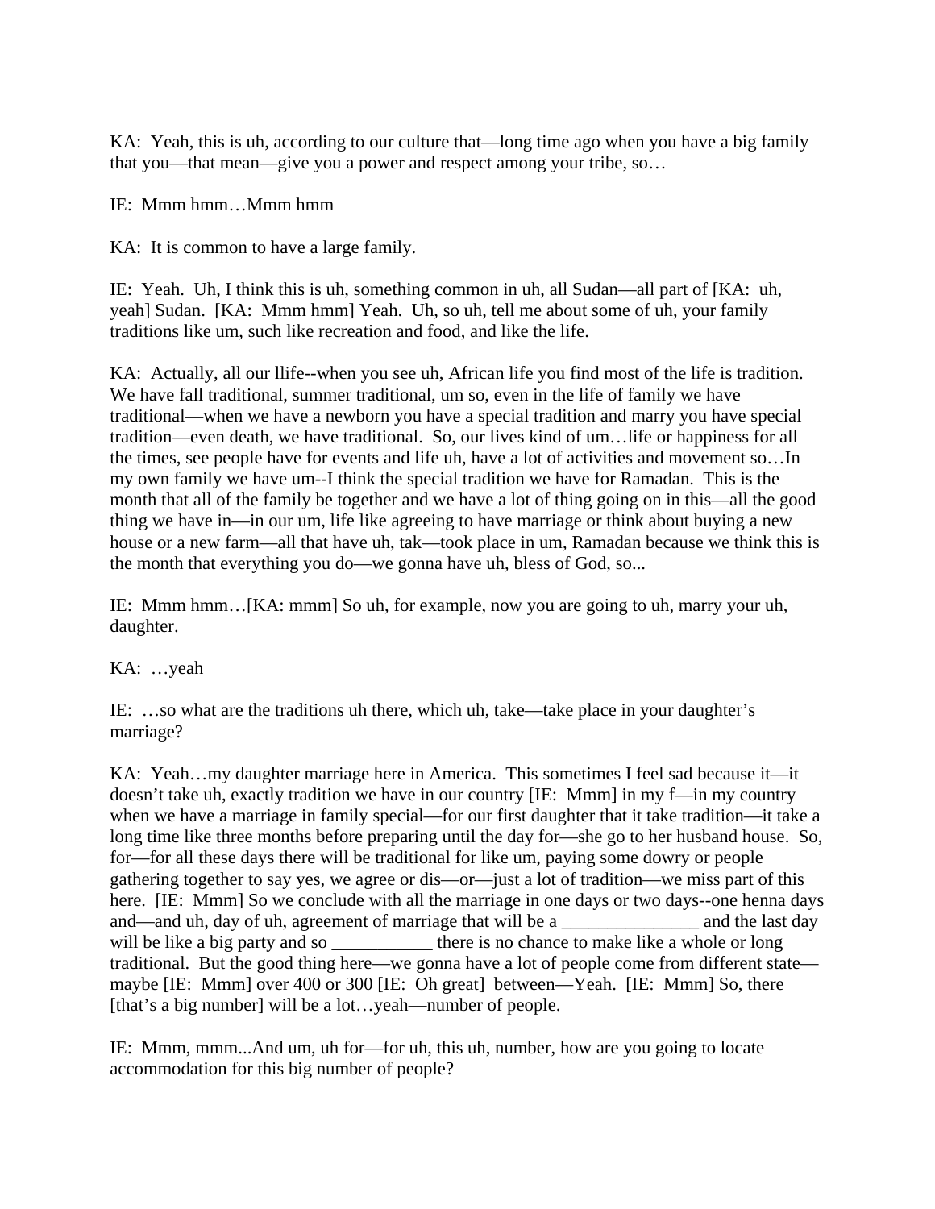KA: Yeah, this is uh, according to our culture that—long time ago when you have a big family that you—that mean—give you a power and respect among your tribe, so…

IE: Mmm hmm…Mmm hmm

KA: It is common to have a large family.

IE: Yeah. Uh, I think this is uh, something common in uh, all Sudan—all part of [KA: uh, yeah] Sudan. [KA: Mmm hmm] Yeah. Uh, so uh, tell me about some of uh, your family traditions like um, such like recreation and food, and like the life.

KA: Actually, all our llife--when you see uh, African life you find most of the life is tradition. We have fall traditional, summer traditional, um so, even in the life of family we have traditional—when we have a newborn you have a special tradition and marry you have special tradition—even death, we have traditional. So, our lives kind of um…life or happiness for all the times, see people have for events and life uh, have a lot of activities and movement so…In my own family we have um--I think the special tradition we have for Ramadan. This is the month that all of the family be together and we have a lot of thing going on in this—all the good thing we have in—in our um, life like agreeing to have marriage or think about buying a new house or a new farm—all that have uh, tak—took place in um, Ramadan because we think this is the month that everything you do—we gonna have uh, bless of God, so...

IE: Mmm hmm…[KA: mmm] So uh, for example, now you are going to uh, marry your uh, daughter.

KA: …yeah

IE: …so what are the traditions uh there, which uh, take—take place in your daughter's marriage?

KA: Yeah…my daughter marriage here in America. This sometimes I feel sad because it—it doesn't take uh, exactly tradition we have in our country [IE: Mmm] in my f—in my country when we have a marriage in family special—for our first daughter that it take tradition—it take a long time like three months before preparing until the day for—she go to her husband house. So, for—for all these days there will be traditional for like um, paying some dowry or people gathering together to say yes, we agree or dis—or—just a lot of tradition—we miss part of this here. [IE: Mmm] So we conclude with all the marriage in one days or two days--one henna days and—and uh, day of uh, agreement of marriage that will be a _______________ and the last day will be like a big party and so ___________ there is no chance to make like a whole or long traditional. But the good thing here—we gonna have a lot of people come from different state—maybe [IE: Mmm] over 400 or 300 [IE: Oh great] between—Yeah. [IE: Mmm] So, there [that's a big number] will be a lot…yeah—number of people.

IE: Mmm, mmm...And um, uh for—for uh, this uh, number, how are you going to locate accommodation for this big number of people?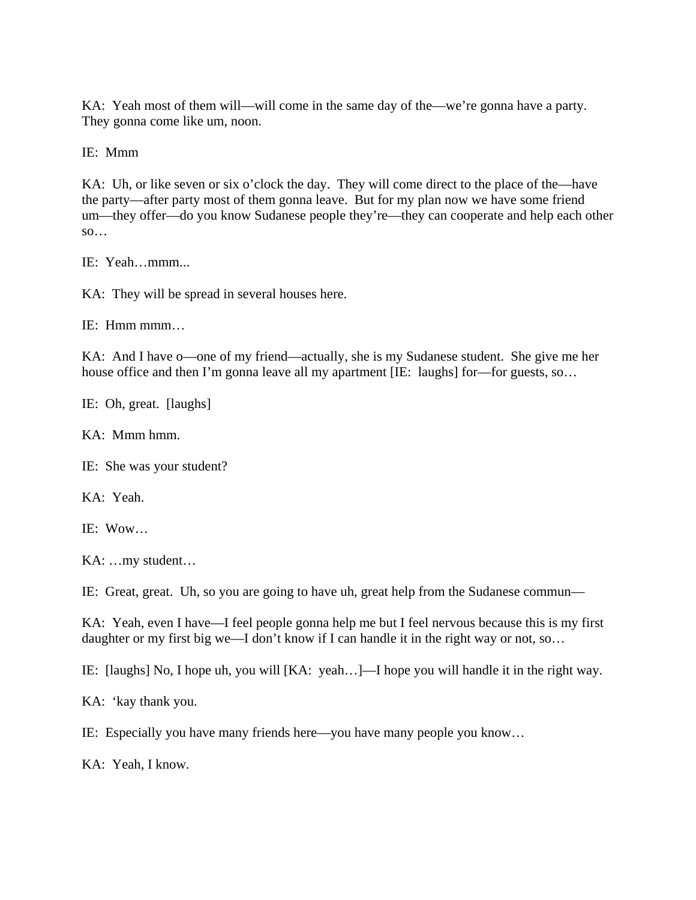KA: Yeah most of them will—will come in the same day of the—we're gonna have a party. They gonna come like um, noon.

IE: Mmm

KA: Uh, or like seven or six o'clock the day. They will come direct to the place of the—have the party—after party most of them gonna leave. But for my plan now we have some friend um—they offer—do you know Sudanese people they're—they can cooperate and help each other so…

IE: Yeah…mmm...

KA: They will be spread in several houses here.

IE: Hmm mmm…

KA: And I have o—one of my friend—actually, she is my Sudanese student. She give me her house office and then I'm gonna leave all my apartment [IE: laughs] for—for guests, so…

IE: Oh, great. [laughs]

KA: Mmm hmm.

IE: She was your student?

KA: Yeah.

IE: Wow…

KA: …my student…

IE: Great, great. Uh, so you are going to have uh, great help from the Sudanese commun—

KA: Yeah, even I have—I feel people gonna help me but I feel nervous because this is my first daughter or my first big we—I don't know if I can handle it in the right way or not, so…

IE: [laughs] No, I hope uh, you will [KA: yeah…]—I hope you will handle it in the right way.

KA: 'kay thank you.

IE: Especially you have many friends here—you have many people you know…

KA: Yeah, I know.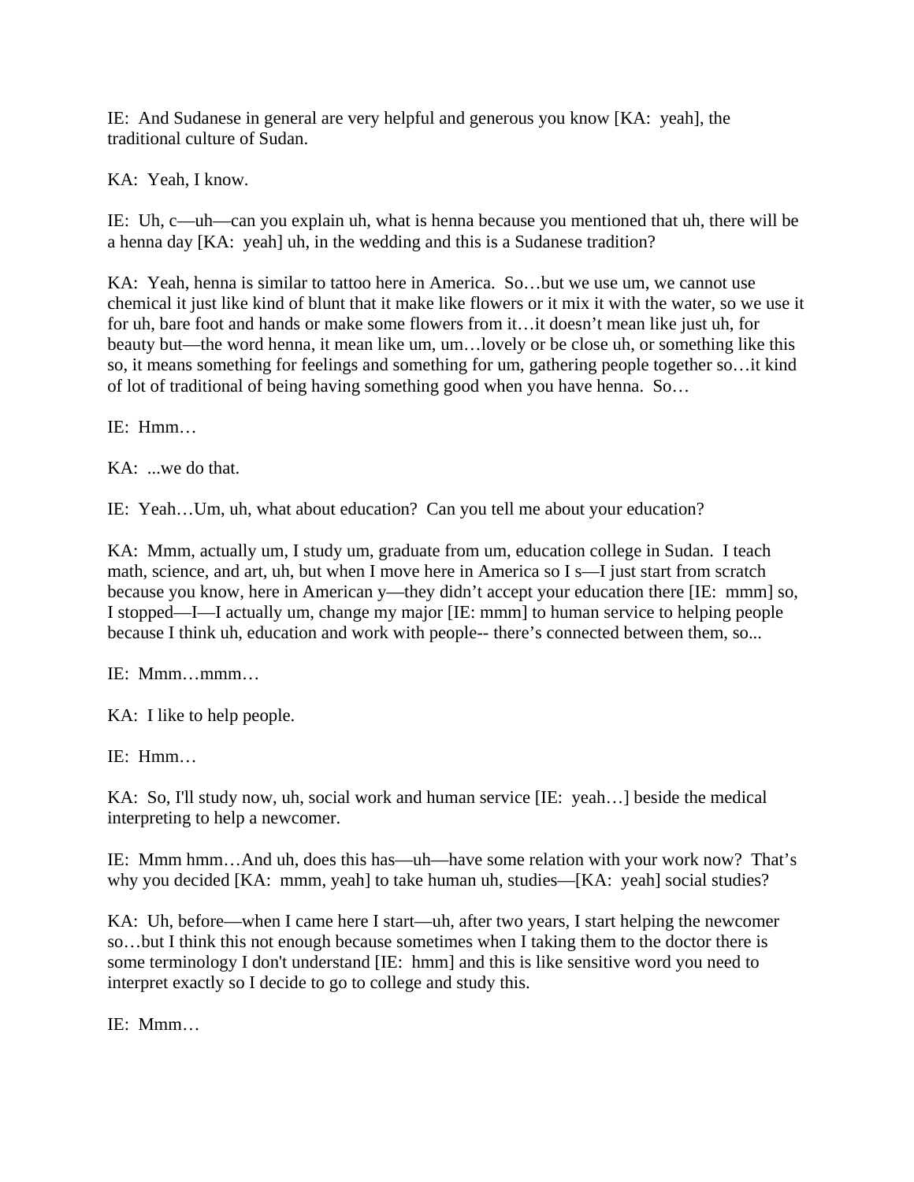IE:  And Sudanese in general are very helpful and generous you know [KA:  yeah], the traditional culture of Sudan.

KA:  Yeah, I know.

IE:  Uh, c—uh—can you explain uh, what is henna because you mentioned that uh, there will be a henna day [KA:  yeah] uh, in the wedding and this is a Sudanese tradition?

KA:  Yeah, henna is similar to tattoo here in America.  So…but we use um, we cannot use chemical it just like kind of blunt that it make like flowers or it mix it with the water, so we use it for uh, bare foot and hands or make some flowers from it…it doesn't mean like just uh, for beauty but—the word henna, it mean like um, um…lovely or be close uh, or something like this so, it means something for feelings and something for um, gathering people together so…it kind of lot of traditional of being having something good when you have henna.  So…

IE:  Hmm…

KA:  ...we do that.

IE:  Yeah…Um, uh, what about education?  Can you tell me about your education?

KA:  Mmm, actually um, I study um, graduate from um, education college in Sudan.  I teach math, science, and art, uh, but when I move here in America so I s—I just start from scratch because you know, here in American y—they didn't accept your education there [IE:  mmm] so, I stopped—I—I actually um, change my major [IE: mmm] to human service to helping people because I think uh, education and work with people-- there's connected between them, so...

IE:  Mmm…mmm…

KA:  I like to help people.

IE:  Hmm…

KA:  So, I'll study now, uh, social work and human service [IE:  yeah…] beside the medical interpreting to help a newcomer.

IE:  Mmm hmm…And uh, does this has—uh—have some relation with your work now?  That's why you decided [KA:  mmm, yeah] to take human uh, studies—[KA:  yeah] social studies?

KA:  Uh, before—when I came here I start—uh, after two years, I start helping the newcomer so…but I think this not enough because sometimes when I taking them to the doctor there is some terminology I don't understand [IE:  hmm] and this is like sensitive word you need to interpret exactly so I decide to go to college and study this.

IE:  Mmm…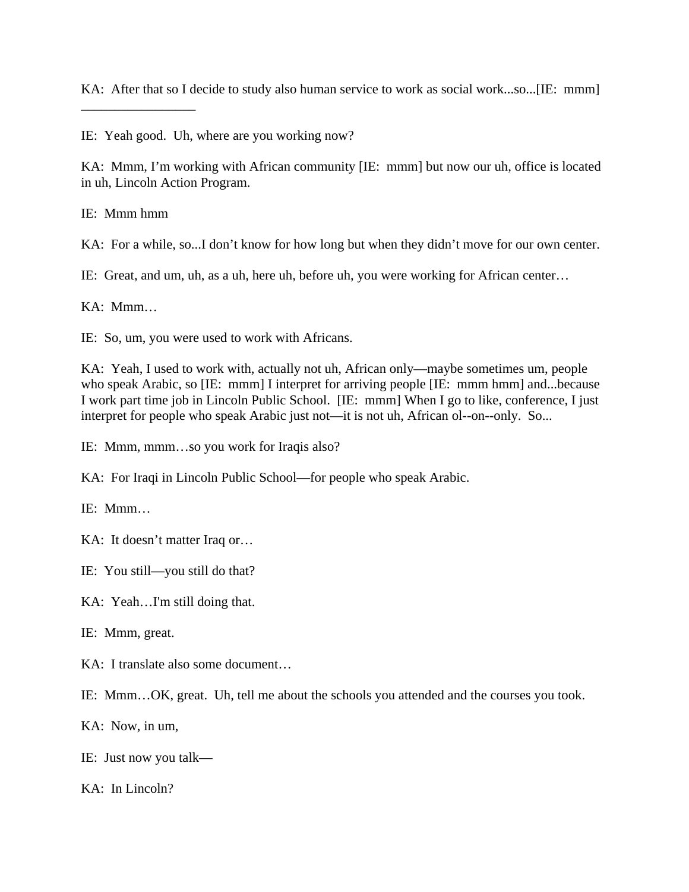KA: After that so I decide to study also human service to work as social work...so...[IE: mmm] _________________

IE: Yeah good. Uh, where are you working now?

KA: Mmm, I'm working with African community [IE: mmm] but now our uh, office is located in uh, Lincoln Action Program.

IE: Mmm hmm

KA: For a while, so...I don't know for how long but when they didn't move for our own center.

IE: Great, and um, uh, as a uh, here uh, before uh, you were working for African center…

KA: Mmm…

IE: So, um, you were used to work with Africans.

KA: Yeah, I used to work with, actually not uh, African only—maybe sometimes um, people who speak Arabic, so [IE: mmm] I interpret for arriving people [IE: mmm hmm] and...because I work part time job in Lincoln Public School. [IE: mmm] When I go to like, conference, I just interpret for people who speak Arabic just not—it is not uh, African ol--on--only. So...

IE: Mmm, mmm…so you work for Iraqis also?

KA: For Iraqi in Lincoln Public School—for people who speak Arabic.

IE: Mmm…

KA: It doesn't matter Iraq or…

IE: You still—you still do that?

KA: Yeah…I'm still doing that.

IE: Mmm, great.

KA: I translate also some document…

IE: Mmm…OK, great. Uh, tell me about the schools you attended and the courses you took.

KA: Now, in um,

IE: Just now you talk—

KA: In Lincoln?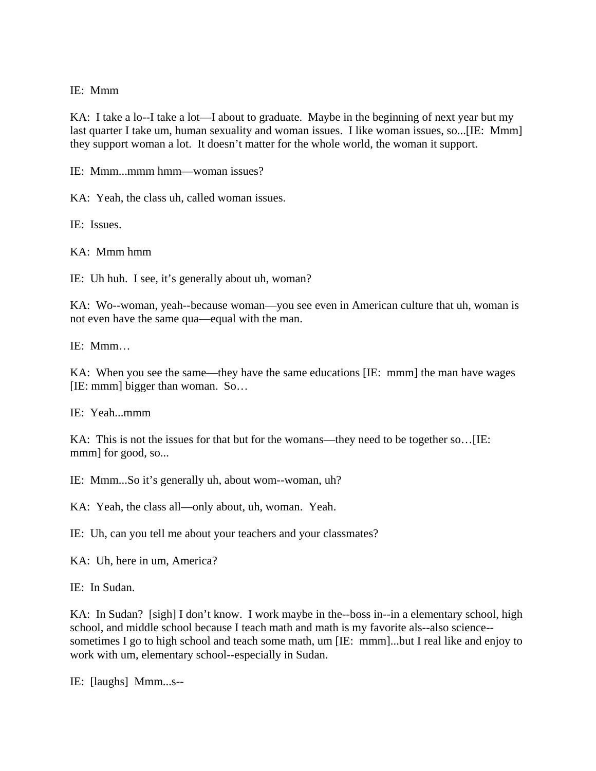IE: Mmm

KA: I take a lo--I take a lot—I about to graduate. Maybe in the beginning of next year but my last quarter I take um, human sexuality and woman issues. I like woman issues, so...[IE: Mmm] they support woman a lot. It doesn't matter for the whole world, the woman it support.

IE: Mmm...mmm hmm—woman issues?

KA: Yeah, the class uh, called woman issues.

IE: Issues.

KA: Mmm hmm

IE: Uh huh. I see, it's generally about uh, woman?

KA: Wo--woman, yeah--because woman—you see even in American culture that uh, woman is not even have the same qua—equal with the man.

IE: Mmm…

KA: When you see the same—they have the same educations [IE: mmm] the man have wages [IE: mmm] bigger than woman. So…

IE: Yeah...mmm

KA: This is not the issues for that but for the womans—they need to be together so…[IE: mmm] for good, so...

IE: Mmm...So it's generally uh, about wom--woman, uh?

KA: Yeah, the class all—only about, uh, woman. Yeah.

IE: Uh, can you tell me about your teachers and your classmates?

KA: Uh, here in um, America?

IE: In Sudan.

KA: In Sudan? [sigh] I don't know. I work maybe in the--boss in--in a elementary school, high school, and middle school because I teach math and math is my favorite als--also science--sometimes I go to high school and teach some math, um [IE: mmm]...but I real like and enjoy to work with um, elementary school--especially in Sudan.

IE: [laughs] Mmm...s--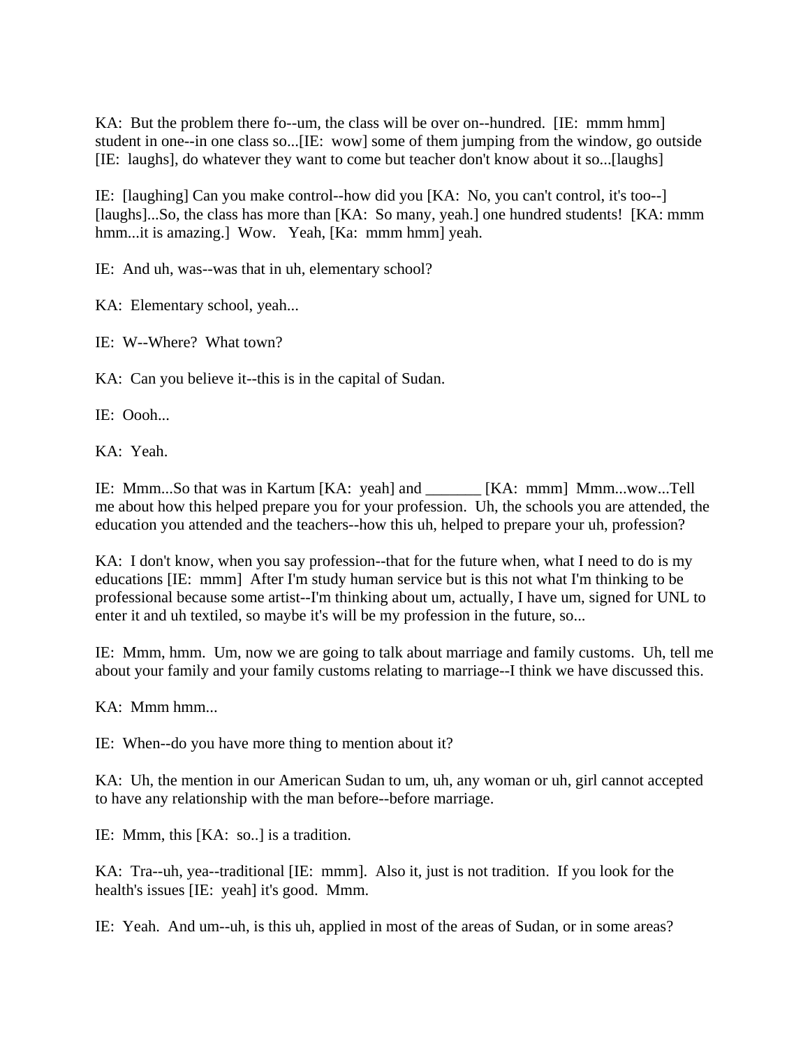KA: But the problem there fo--um, the class will be over on--hundred. [IE: mmm hmm] student in one--in one class so...[IE: wow] some of them jumping from the window, go outside [IE: laughs], do whatever they want to come but teacher don't know about it so...[laughs]

IE: [laughing] Can you make control--how did you [KA: No, you can't control, it's too--] [laughs]...So, the class has more than [KA: So many, yeah.] one hundred students! [KA: mmm hmm...it is amazing.] Wow. Yeah, [Ka: mmm hmm] yeah.

IE: And uh, was--was that in uh, elementary school?

KA: Elementary school, yeah...

IE: W--Where? What town?

KA: Can you believe it--this is in the capital of Sudan.

IE: Oooh...

KA: Yeah.

IE: Mmm...So that was in Kartum [KA: yeah] and _______ [KA: mmm] Mmm...wow...Tell me about how this helped prepare you for your profession. Uh, the schools you are attended, the education you attended and the teachers--how this uh, helped to prepare your uh, profession?

KA: I don't know, when you say profession--that for the future when, what I need to do is my educations [IE: mmm] After I'm study human service but is this not what I'm thinking to be professional because some artist--I'm thinking about um, actually, I have um, signed for UNL to enter it and uh textiled, so maybe it's will be my profession in the future, so...

IE: Mmm, hmm. Um, now we are going to talk about marriage and family customs. Uh, tell me about your family and your family customs relating to marriage--I think we have discussed this.

KA: Mmm hmm...

IE: When--do you have more thing to mention about it?

KA: Uh, the mention in our American Sudan to um, uh, any woman or uh, girl cannot accepted to have any relationship with the man before--before marriage.

IE: Mmm, this [KA: so..] is a tradition.

KA: Tra--uh, yea--traditional [IE: mmm]. Also it, just is not tradition. If you look for the health's issues [IE: yeah] it's good. Mmm.

IE: Yeah. And um--uh, is this uh, applied in most of the areas of Sudan, or in some areas?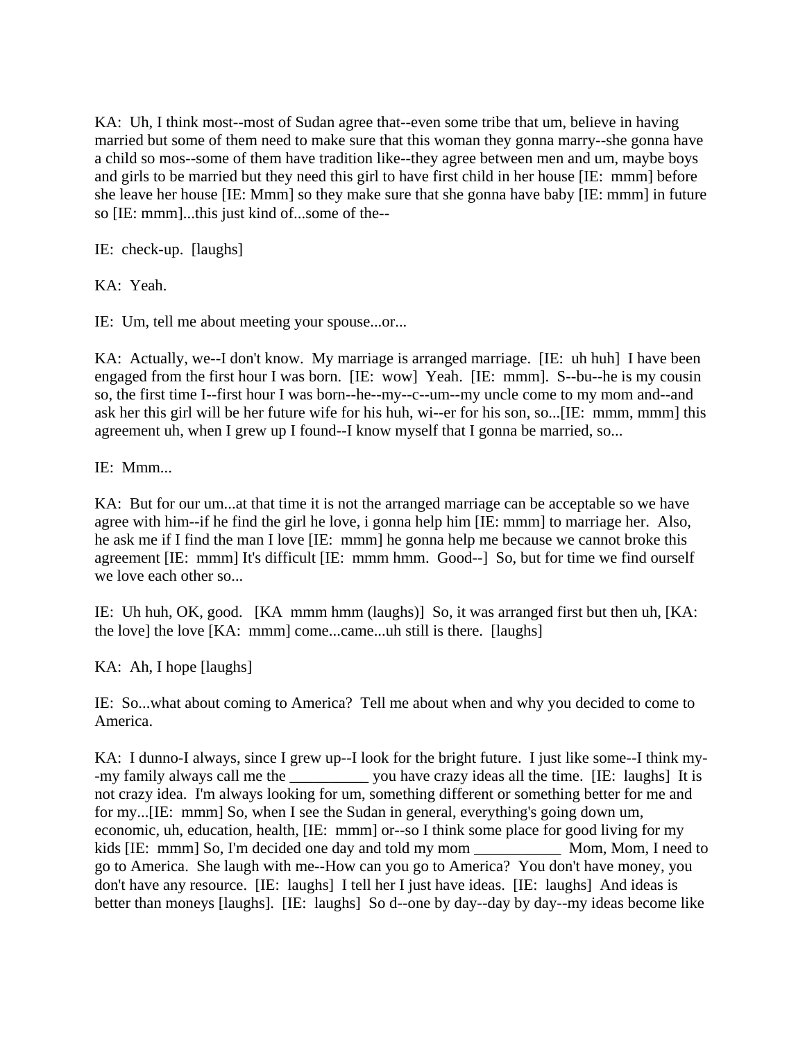KA: Uh, I think most--most of Sudan agree that--even some tribe that um, believe in having married but some of them need to make sure that this woman they gonna marry--she gonna have a child so mos--some of them have tradition like--they agree between men and um, maybe boys and girls to be married but they need this girl to have first child in her house [IE: mmm] before she leave her house [IE: Mmm] so they make sure that she gonna have baby [IE: mmm] in future so [IE: mmm]...this just kind of...some of the--

IE: check-up. [laughs]

KA: Yeah.

IE: Um, tell me about meeting your spouse...or...

KA: Actually, we--I don't know. My marriage is arranged marriage. [IE: uh huh] I have been engaged from the first hour I was born. [IE: wow] Yeah. [IE: mmm]. S--bu--he is my cousin so, the first time I--first hour I was born--he--my--c--um--my uncle come to my mom and--and ask her this girl will be her future wife for his huh, wi--er for his son, so...[IE: mmm, mmm] this agreement uh, when I grew up I found--I know myself that I gonna be married, so...

IE: Mmm...

KA: But for our um...at that time it is not the arranged marriage can be acceptable so we have agree with him--if he find the girl he love, i gonna help him [IE: mmm] to marriage her. Also, he ask me if I find the man I love [IE: mmm] he gonna help me because we cannot broke this agreement [IE: mmm] It's difficult [IE: mmm hmm. Good--] So, but for time we find ourself we love each other so...

IE: Uh huh, OK, good. [KA mmm hmm (laughs)] So, it was arranged first but then uh, [KA: the love] the love [KA: mmm] come...came...uh still is there. [laughs]

KA: Ah, I hope [laughs]

IE: So...what about coming to America? Tell me about when and why you decided to come to America.

KA: I dunno-I always, since I grew up--I look for the bright future. I just like some--I think my--my family always call me the __________ you have crazy ideas all the time. [IE: laughs] It is not crazy idea. I'm always looking for um, something different or something better for me and for my...[IE: mmm] So, when I see the Sudan in general, everything's going down um, economic, uh, education, health, [IE: mmm] or--so I think some place for good living for my kids [IE: mmm] So, I'm decided one day and told my mom ___________ Mom, Mom, I need to go to America. She laugh with me--How can you go to America? You don't have money, you don't have any resource. [IE: laughs] I tell her I just have ideas. [IE: laughs] And ideas is better than moneys [laughs]. [IE: laughs] So d--one by day--day by day--my ideas become like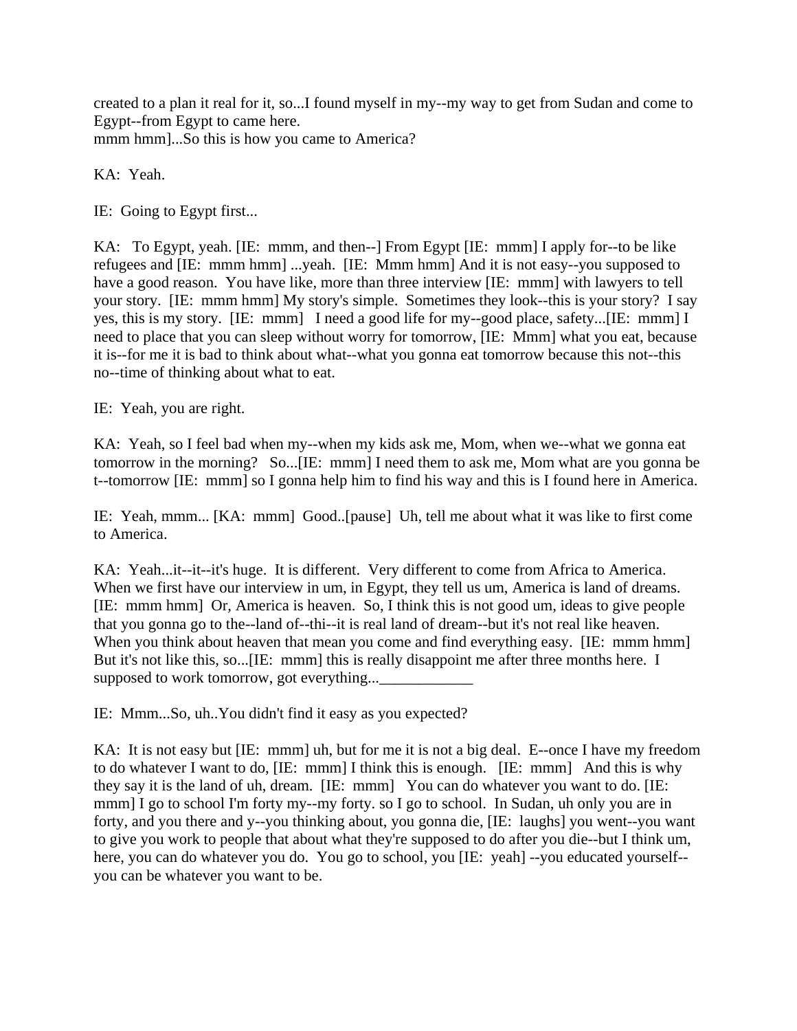created to a plan it real for it, so...I found myself in my--my way to get from Sudan and come to Egypt--from Egypt to came here.
mmm hmm]...So this is how you came to America?

KA: Yeah.

IE: Going to Egypt first...

KA: To Egypt, yeah. [IE: mmm, and then--] From Egypt [IE: mmm] I apply for--to be like refugees and [IE: mmm hmm] ...yeah. [IE: Mmm hmm] And it is not easy--you supposed to have a good reason. You have like, more than three interview [IE: mmm] with lawyers to tell your story. [IE: mmm hmm] My story's simple. Sometimes they look--this is your story? I say yes, this is my story. [IE: mmm] I need a good life for my--good place, safety...[IE: mmm] I need to place that you can sleep without worry for tomorrow, [IE: Mmm] what you eat, because it is--for me it is bad to think about what--what you gonna eat tomorrow because this not--this no--time of thinking about what to eat.

IE: Yeah, you are right.

KA: Yeah, so I feel bad when my--when my kids ask me, Mom, when we--what we gonna eat tomorrow in the morning? So...[IE: mmm] I need them to ask me, Mom what are you gonna be t--tomorrow [IE: mmm] so I gonna help him to find his way and this is I found here in America.

IE: Yeah, mmm... [KA: mmm] Good..[pause] Uh, tell me about what it was like to first come to America.

KA: Yeah...it--it--it's huge. It is different. Very different to come from Africa to America. When we first have our interview in um, in Egypt, they tell us um, America is land of dreams. [IE: mmm hmm] Or, America is heaven. So, I think this is not good um, ideas to give people that you gonna go to the--land of--thi--it is real land of dream--but it's not real like heaven. When you think about heaven that mean you come and find everything easy. [IE: mmm hmm] But it's not like this, so...[IE: mmm] this is really disappoint me after three months here. I supposed to work tomorrow, got everything...____________

IE: Mmm...So, uh..You didn't find it easy as you expected?

KA: It is not easy but [IE: mmm] uh, but for me it is not a big deal. E--once I have my freedom to do whatever I want to do, [IE: mmm] I think this is enough. [IE: mmm] And this is why they say it is the land of uh, dream. [IE: mmm] You can do whatever you want to do. [IE: mmm] I go to school I'm forty my--my forty. so I go to school. In Sudan, uh only you are in forty, and you there and y--you thinking about, you gonna die, [IE: laughs] you went--you want to give you work to people that about what they're supposed to do after you die--but I think um, here, you can do whatever you do. You go to school, you [IE: yeah] --you educated yourself--you can be whatever you want to be.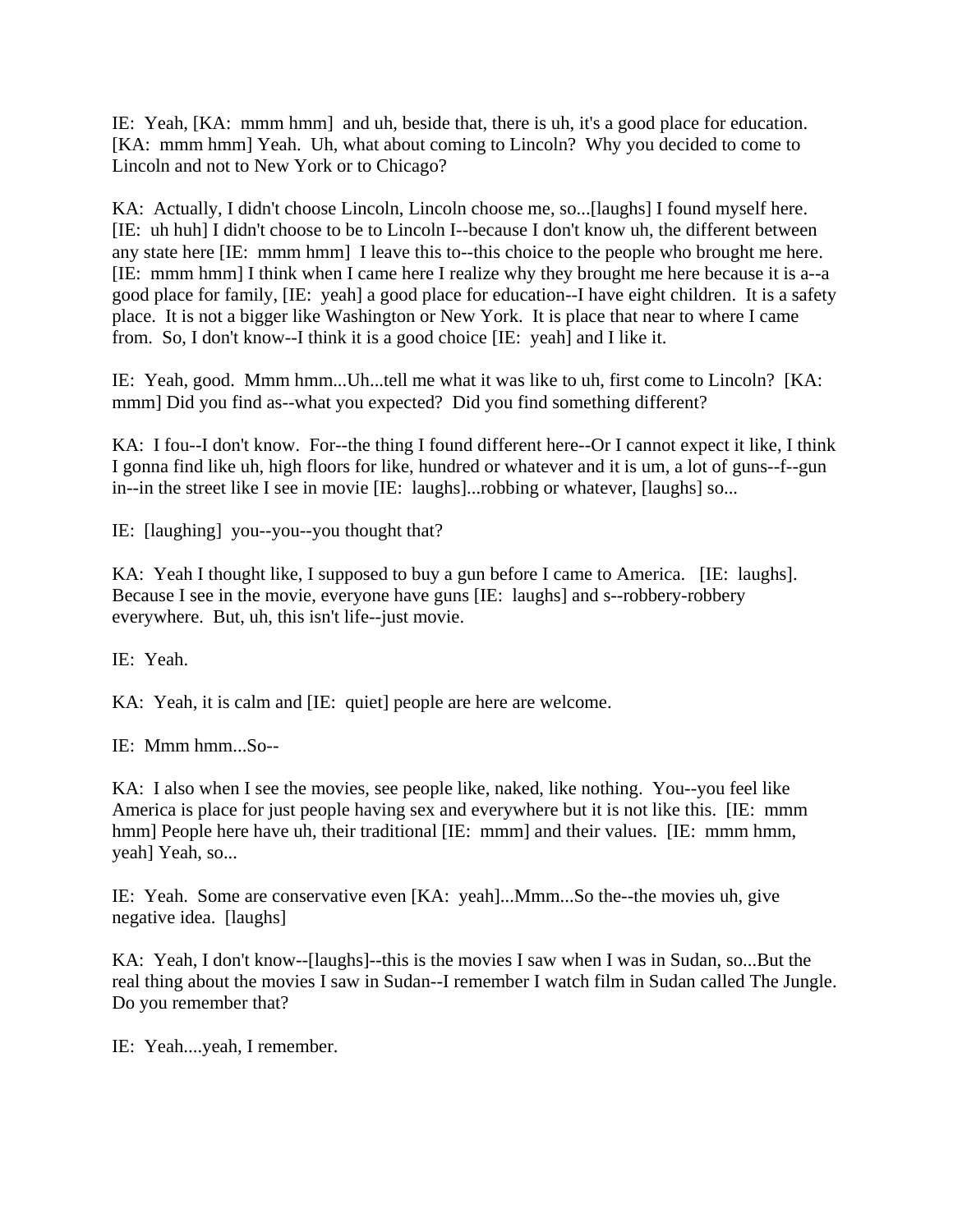IE: Yeah, [KA: mmm hmm] and uh, beside that, there is uh, it's a good place for education. [KA: mmm hmm] Yeah. Uh, what about coming to Lincoln? Why you decided to come to Lincoln and not to New York or to Chicago?

KA: Actually, I didn't choose Lincoln, Lincoln choose me, so...[laughs] I found myself here. [IE: uh huh] I didn't choose to be to Lincoln I--because I don't know uh, the different between any state here [IE: mmm hmm] I leave this to--this choice to the people who brought me here. [IE: mmm hmm] I think when I came here I realize why they brought me here because it is a--a good place for family, [IE: yeah] a good place for education--I have eight children. It is a safety place. It is not a bigger like Washington or New York. It is place that near to where I came from. So, I don't know--I think it is a good choice [IE: yeah] and I like it.

IE: Yeah, good. Mmm hmm...Uh...tell me what it was like to uh, first come to Lincoln? [KA: mmm] Did you find as--what you expected? Did you find something different?

KA: I fou--I don't know. For--the thing I found different here--Or I cannot expect it like, I think I gonna find like uh, high floors for like, hundred or whatever and it is um, a lot of guns--f--gun in--in the street like I see in movie [IE: laughs]...robbing or whatever, [laughs] so...

IE: [laughing] you--you--you thought that?

KA: Yeah I thought like, I supposed to buy a gun before I came to America. [IE: laughs]. Because I see in the movie, everyone have guns [IE: laughs] and s--robbery-robbery everywhere. But, uh, this isn't life--just movie.

IE: Yeah.

KA: Yeah, it is calm and [IE: quiet] people are here are welcome.

IE: Mmm hmm...So--

KA: I also when I see the movies, see people like, naked, like nothing. You--you feel like America is place for just people having sex and everywhere but it is not like this. [IE: mmm hmm] People here have uh, their traditional [IE: mmm] and their values. [IE: mmm hmm, yeah] Yeah, so...

IE: Yeah. Some are conservative even [KA: yeah]...Mmm...So the--the movies uh, give negative idea. [laughs]

KA: Yeah, I don't know--[laughs]--this is the movies I saw when I was in Sudan, so...But the real thing about the movies I saw in Sudan--I remember I watch film in Sudan called The Jungle. Do you remember that?

IE: Yeah....yeah, I remember.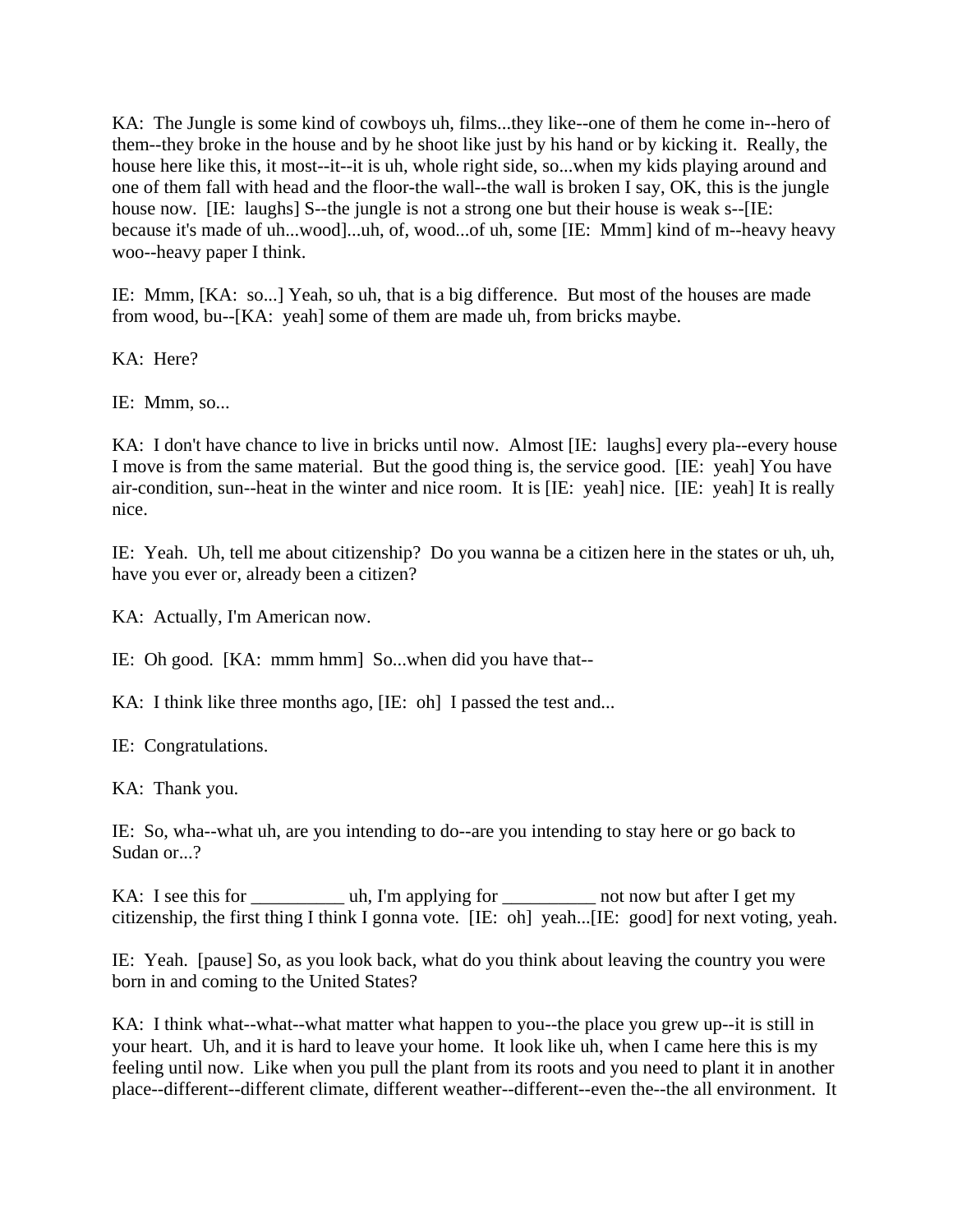KA: The Jungle is some kind of cowboys uh, films...they like--one of them he come in--hero of them--they broke in the house and by he shoot like just by his hand or by kicking it. Really, the house here like this, it most--it--it is uh, whole right side, so...when my kids playing around and one of them fall with head and the floor-the wall--the wall is broken I say, OK, this is the jungle house now. [IE: laughs] S--the jungle is not a strong one but their house is weak s--[IE: because it's made of uh...wood]...uh, of, wood...of uh, some [IE: Mmm] kind of m--heavy heavy woo--heavy paper I think.

IE: Mmm, [KA: so...] Yeah, so uh, that is a big difference. But most of the houses are made from wood, bu--[KA: yeah] some of them are made uh, from bricks maybe.

KA: Here?

IE: Mmm, so...

KA: I don't have chance to live in bricks until now. Almost [IE: laughs] every pla--every house I move is from the same material. But the good thing is, the service good. [IE: yeah] You have air-condition, sun--heat in the winter and nice room. It is [IE: yeah] nice. [IE: yeah] It is really nice.

IE: Yeah. Uh, tell me about citizenship? Do you wanna be a citizen here in the states or uh, uh, have you ever or, already been a citizen?

KA: Actually, I'm American now.

IE: Oh good. [KA: mmm hmm] So...when did you have that--

KA: I think like three months ago, [IE: oh] I passed the test and...

IE: Congratulations.

KA: Thank you.

IE: So, wha--what uh, are you intending to do--are you intending to stay here or go back to Sudan or...?

KA: I see this for __________ uh, I'm applying for __________ not now but after I get my citizenship, the first thing I think I gonna vote. [IE: oh] yeah...[IE: good] for next voting, yeah.

IE: Yeah. [pause] So, as you look back, what do you think about leaving the country you were born in and coming to the United States?

KA: I think what--what--what matter what happen to you--the place you grew up--it is still in your heart. Uh, and it is hard to leave your home. It look like uh, when I came here this is my feeling until now. Like when you pull the plant from its roots and you need to plant it in another place--different--different climate, different weather--different--even the--the all environment. It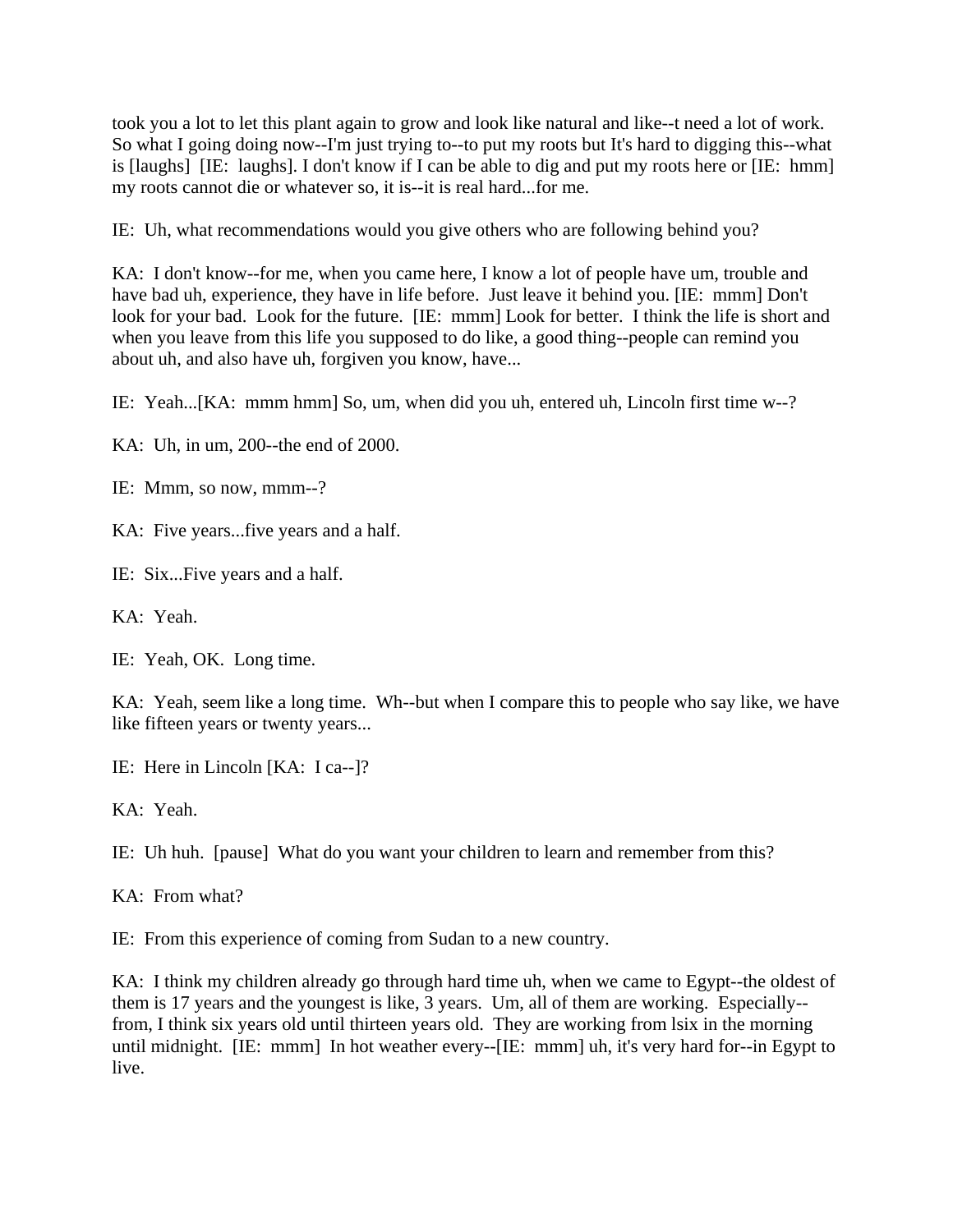took you a lot to let this plant again to grow and look like natural and like--t need a lot of work. So what I going doing now--I'm just trying to--to put my roots but It's hard to digging this--what is [laughs] [IE: laughs]. I don't know if I can be able to dig and put my roots here or [IE: hmm] my roots cannot die or whatever so, it is--it is real hard...for me.

IE: Uh, what recommendations would you give others who are following behind you?

KA: I don't know--for me, when you came here, I know a lot of people have um, trouble and have bad uh, experience, they have in life before. Just leave it behind you. [IE: mmm] Don't look for your bad. Look for the future. [IE: mmm] Look for better. I think the life is short and when you leave from this life you supposed to do like, a good thing--people can remind you about uh, and also have uh, forgiven you know, have...

IE: Yeah...[KA: mmm hmm] So, um, when did you uh, entered uh, Lincoln first time w--?

KA: Uh, in um, 200--the end of 2000.

IE: Mmm, so now, mmm--?

KA: Five years...five years and a half.

IE: Six...Five years and a half.

KA: Yeah.

IE: Yeah, OK. Long time.

KA: Yeah, seem like a long time. Wh--but when I compare this to people who say like, we have like fifteen years or twenty years...

IE: Here in Lincoln [KA: I ca--]?

KA: Yeah.

IE: Uh huh. [pause] What do you want your children to learn and remember from this?

KA: From what?

IE: From this experience of coming from Sudan to a new country.

KA: I think my children already go through hard time uh, when we came to Egypt--the oldest of them is 17 years and the youngest is like, 3 years. Um, all of them are working. Especially--from, I think six years old until thirteen years old. They are working from lsix in the morning until midnight. [IE: mmm] In hot weather every--[IE: mmm] uh, it's very hard for--in Egypt to live.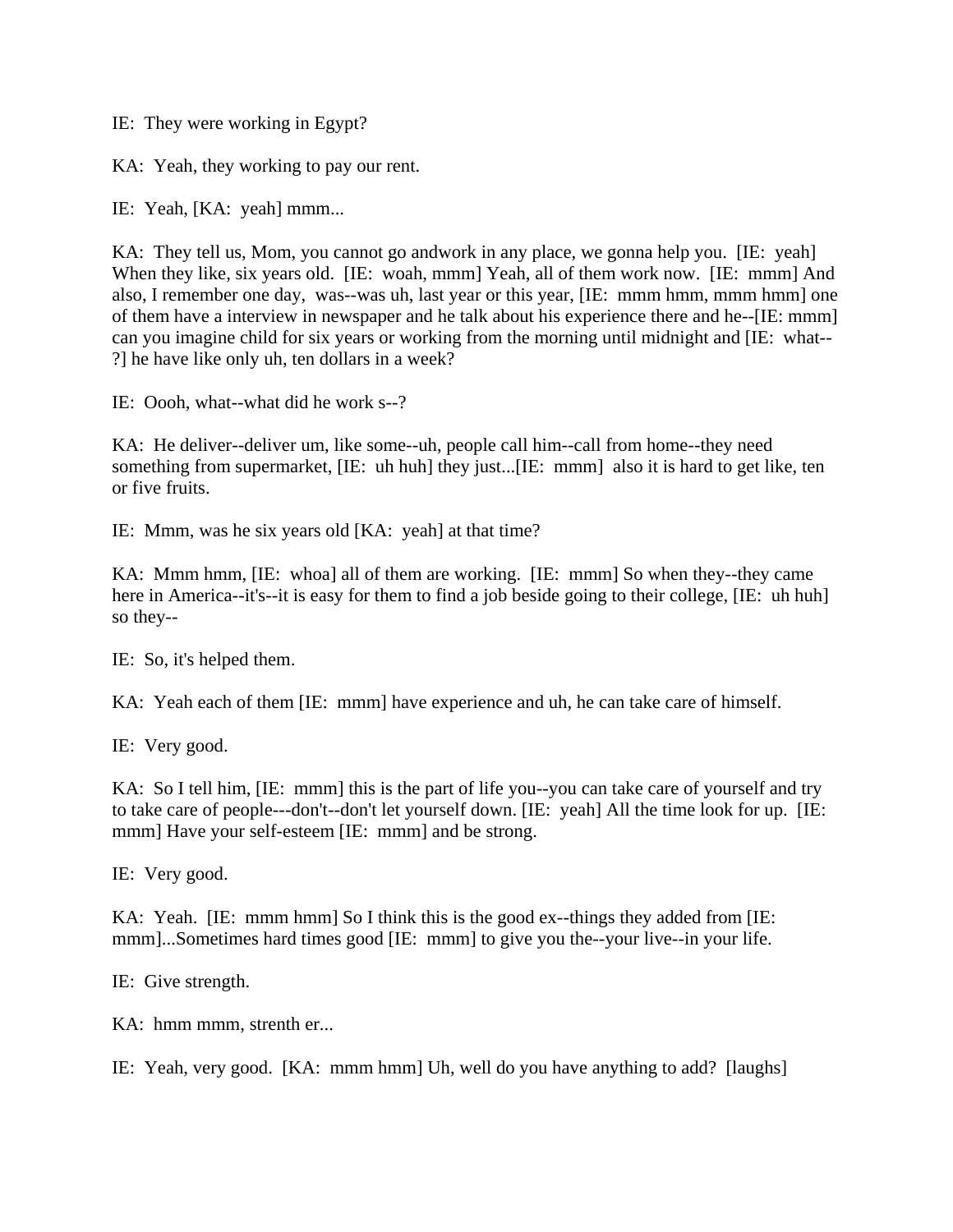IE:  They were working in Egypt?

KA:  Yeah, they working to pay our rent.

IE:  Yeah, [KA:  yeah] mmm...

KA:  They tell us, Mom, you cannot go andwork in any place, we gonna help you.  [IE:  yeah] When they like, six years old.  [IE:  woah, mmm] Yeah, all of them work now.  [IE:  mmm] And also, I remember one day,  was--was uh, last year or this year, [IE:  mmm hmm, mmm hmm] one of them have a interview in newspaper and he talk about his experience there and he--[IE: mmm] can you imagine child for six years or working from the morning until midnight and [IE:  what--?] he have like only uh, ten dollars in a week?

IE:  Oooh, what--what did he work s--?

KA:  He deliver--deliver um, like some--uh, people call him--call from home--they need something from supermarket, [IE:  uh huh] they just...[IE:  mmm]  also it is hard to get like, ten or five fruits.

IE:  Mmm, was he six years old [KA:  yeah] at that time?

KA:  Mmm hmm, [IE:  whoa] all of them are working.  [IE:  mmm] So when they--they came here in America--it's--it is easy for them to find a job beside going to their college, [IE:  uh huh] so they--

IE:  So, it's helped them.

KA:  Yeah each of them [IE:  mmm] have experience and uh, he can take care of himself.

IE:  Very good.

KA:  So I tell him, [IE:  mmm] this is the part of life you--you can take care of yourself and try to take care of people---don't--don't let yourself down. [IE:  yeah] All the time look for up.  [IE: mmm] Have your self-esteem [IE:  mmm] and be strong.

IE:  Very good.

KA:  Yeah.  [IE:  mmm hmm] So I think this is the good ex--things they added from [IE: mmm]...Sometimes hard times good [IE:  mmm] to give you the--your live--in your life.

IE:  Give strength.

KA:  hmm mmm, strenth er...

IE:  Yeah, very good.  [KA:  mmm hmm] Uh, well do you have anything to add?  [laughs]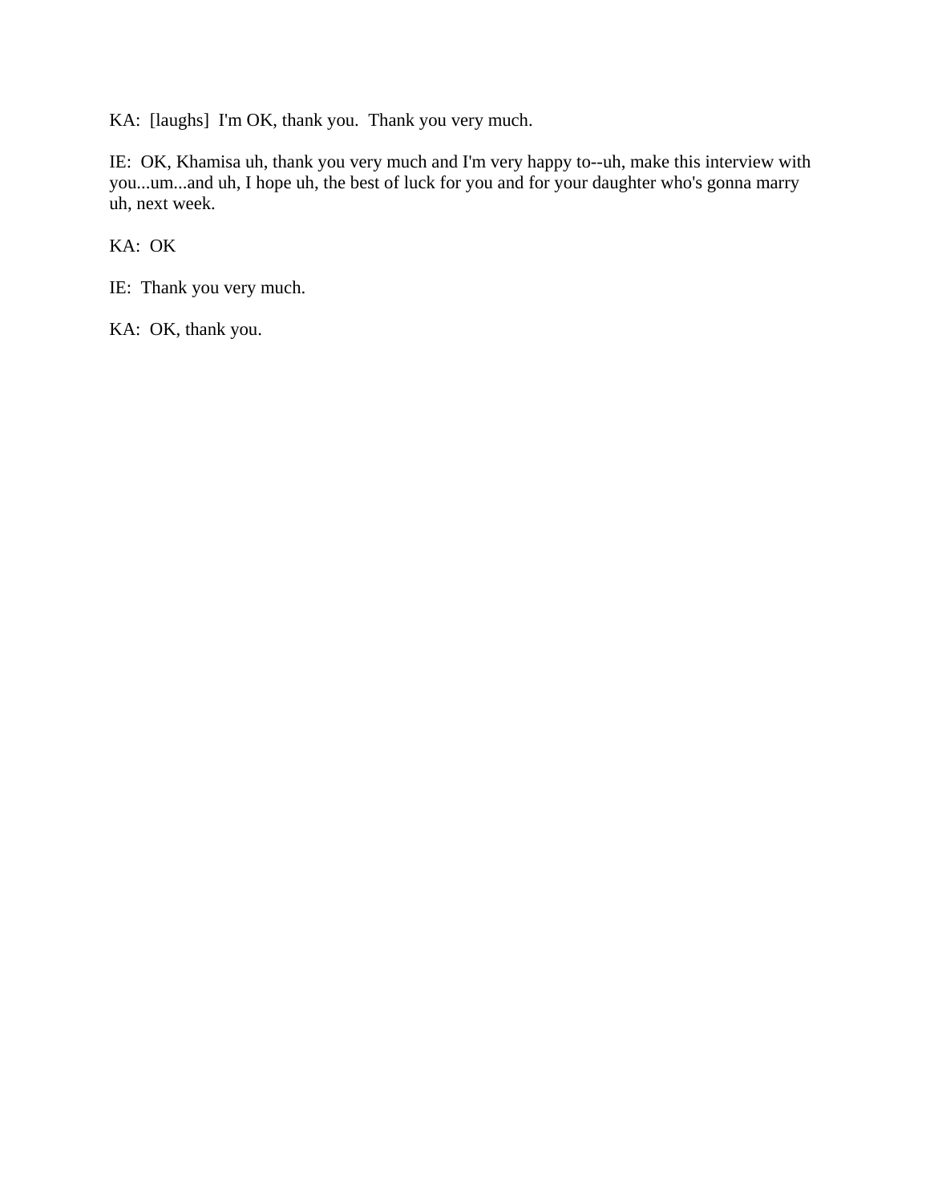KA: [laughs] I'm OK, thank you. Thank you very much.

IE: OK, Khamisa uh, thank you very much and I'm very happy to--uh, make this interview with you...um...and uh, I hope uh, the best of luck for you and for your daughter who's gonna marry uh, next week.

KA: OK

IE: Thank you very much.

KA: OK, thank you.